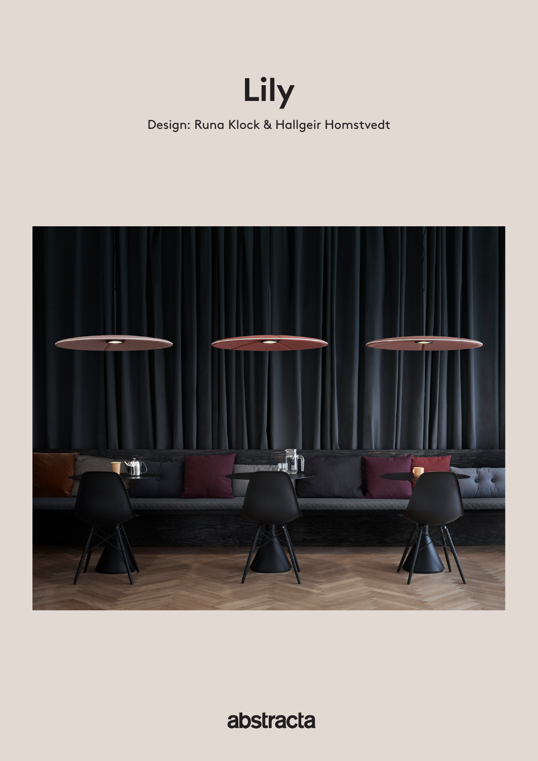# Lily

Design: Runa Klock & Hallgeir Homstvedt

abstracta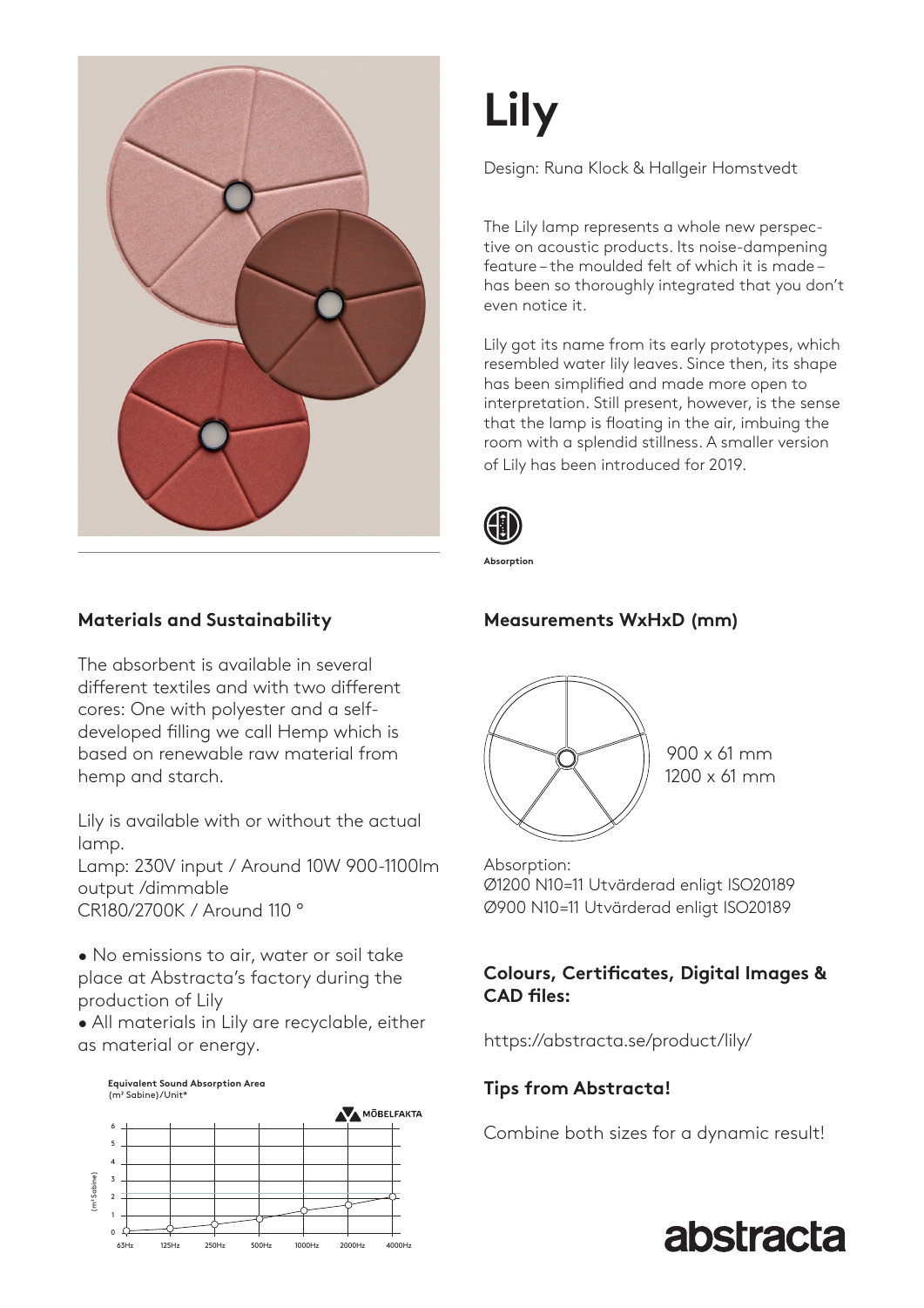# Lily

Design: Runa Klock & Hallgeir Homstvedt

The Lily lamp represents a whole new perspective on acoustic products. Its noise-dampening feature – the moulded felt of which it is made – has been so thoroughly integrated that you don't even notice it.

Lily got its name from its early prototypes, which resembled water lily leaves. Since then, its shape has been simplified and made more open to interpretation. Still present, however, is the sense that the lamp is floating in the air, imbuing the room with a splendid stillness. A smaller version of Lily has been introduced for 2019.

Absorption

## Materials and Sustainability

The absorbent is available in several different textiles and with two different cores: One with polyester and a self-developed filling we call Hemp which is based on renewable raw material from hemp and starch.

Lily is available with or without the actual lamp.
Lamp: 230V input / Around 10W 900-1100lm output /dimmable
CR180/2700K / Around 110 °

- No emissions to air, water or soil take place at Abstracta's factory during the production of Lily
- All materials in Lily are recyclable, either as material or energy.

Equivalent Sound Absorption Area
(m² Sabine)/Unit*

MÖBELFAKTA

(m² Sabine)

0
1
2
3
4
5
6

63Hz
125Hz
250Hz
500Hz
1000Hz
2000Hz
4000Hz

## Measurements WxHxD (mm)

900 x 61 mm
1200 x 61 mm

Absorption:
Ø1200 N10=11 Utvärderad enligt ISO20189
Ø900 N10=11 Utvärderad enligt ISO20189

## Colours, Certificates, Digital Images & CAD files:

https://abstracta.se/product/lily/

## Tips from Abstracta!

Combine both sizes for a dynamic result!

abstracta